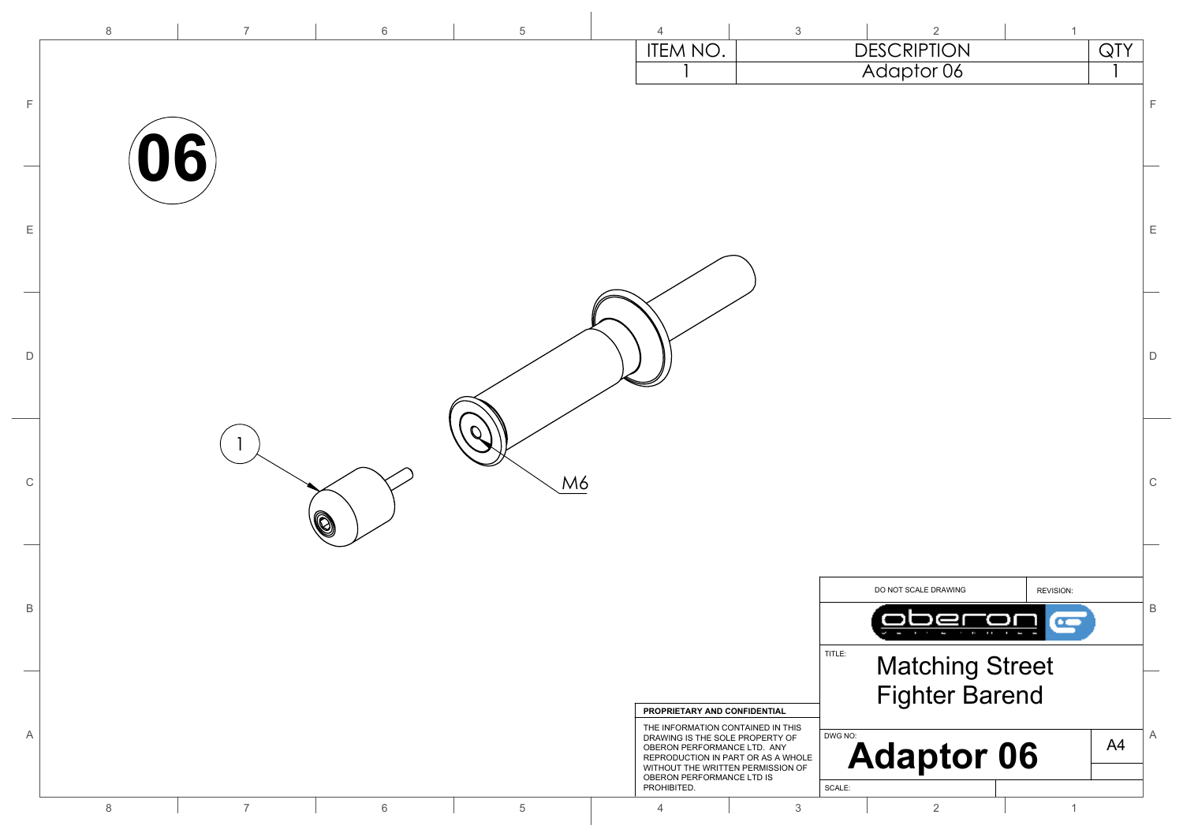| ITEM NO. | DESCRIPTION | QTY |
| --- | --- | --- |
| 1 | Adaptor 06 | 1 |

**06**

1

M6

DO NOT SCALE DRAWING

REVISION:

oberon

TITLE: Matching Street Fighter Barend

**PROPRIETARY AND CONFIDENTIAL**

THE INFORMATION CONTAINED IN THIS DRAWING IS THE SOLE PROPERTY OF OBERON PERFORMANCE LTD. ANY REPRODUCTION IN PART OR AS A WHOLE WITHOUT THE WRITTEN PERMISSION OF OBERON PERFORMANCE LTD IS PROHIBITED.

DWG NO: **Adaptor 06**

A4

SCALE: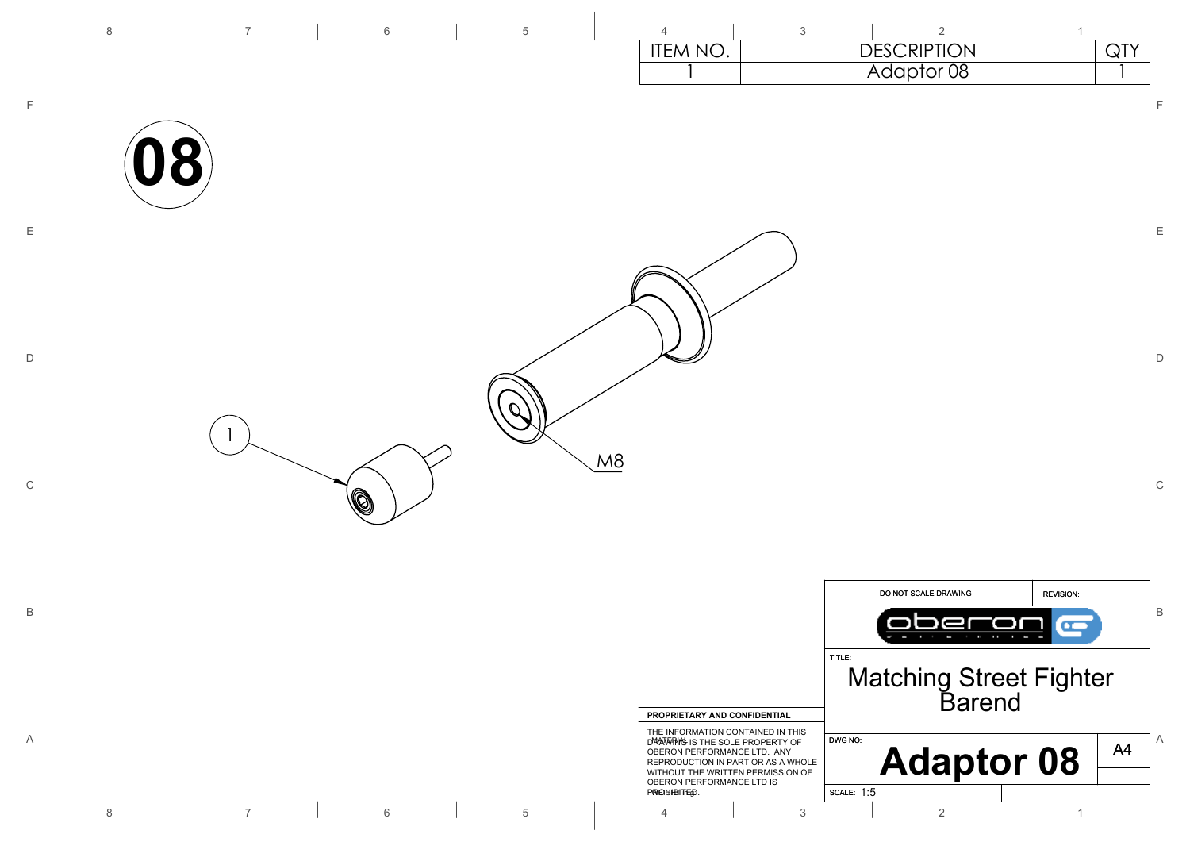| ITEM NO. | DESCRIPTION | QTY |
| --- | --- | --- |
| 1 | Adaptor 08 | 1 |

**08**

1

M8

DO NOT SCALE DRAWING

REVISION:

oberon

TITLE:

# Matching Street Fighter Barend

**PROPRIETARY AND CONFIDENTIAL**

THE INFORMATION CONTAINED IN THIS DRAWING IS THE SOLE PROPERTY OF OBERON PERFORMANCE LTD. ANY REPRODUCTION IN PART OR AS A WHOLE WITHOUT THE WRITTEN PERMISSION OF OBERON PERFORMANCE LTD IS PROHIBITED.

MATERIAL:

FINISH:

DWG NO:

**Adaptor 08**

A4

SCALE: 1:5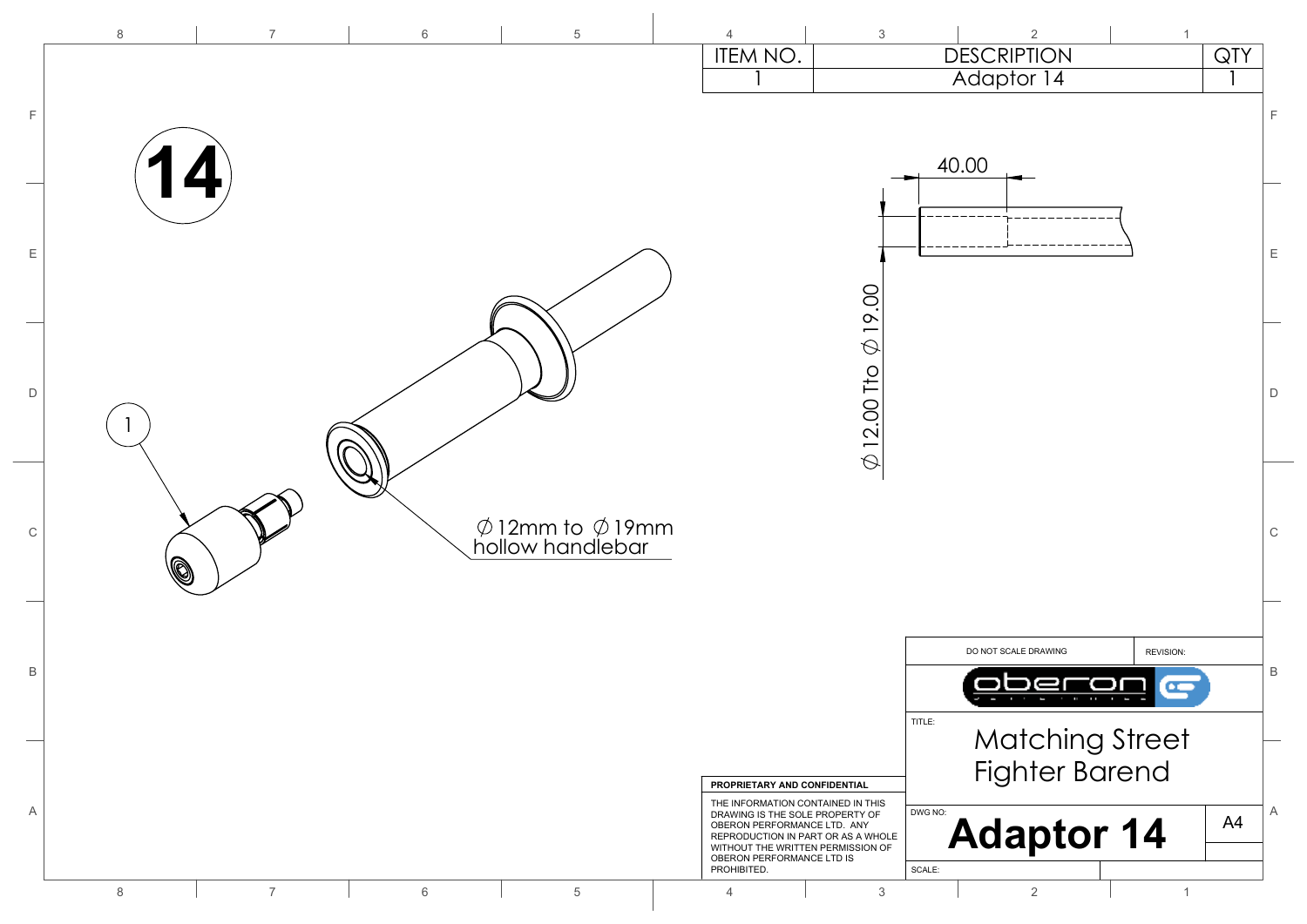| ITEM NO. | DESCRIPTION | QTY |
|---|---|---|
| 1 | Adaptor 14 | 1 |

**14**

1

40.00

∅12.00 Tto ∅19.00

∅12mm to ∅19mm hollow handlebar

DO NOT SCALE DRAWING

REVISION:

oberon

TITLE:

Matching Street Fighter Barend

PROPRIETARY AND CONFIDENTIAL

THE INFORMATION CONTAINED IN THIS DRAWING IS THE SOLE PROPERTY OF OBERON PERFORMANCE LTD. ANY REPRODUCTION IN PART OR AS A WHOLE WITHOUT THE WRITTEN PERMISSION OF OBERON PERFORMANCE LTD IS PROHIBITED.

DWG NO:

**Adaptor 14**

A4

SCALE: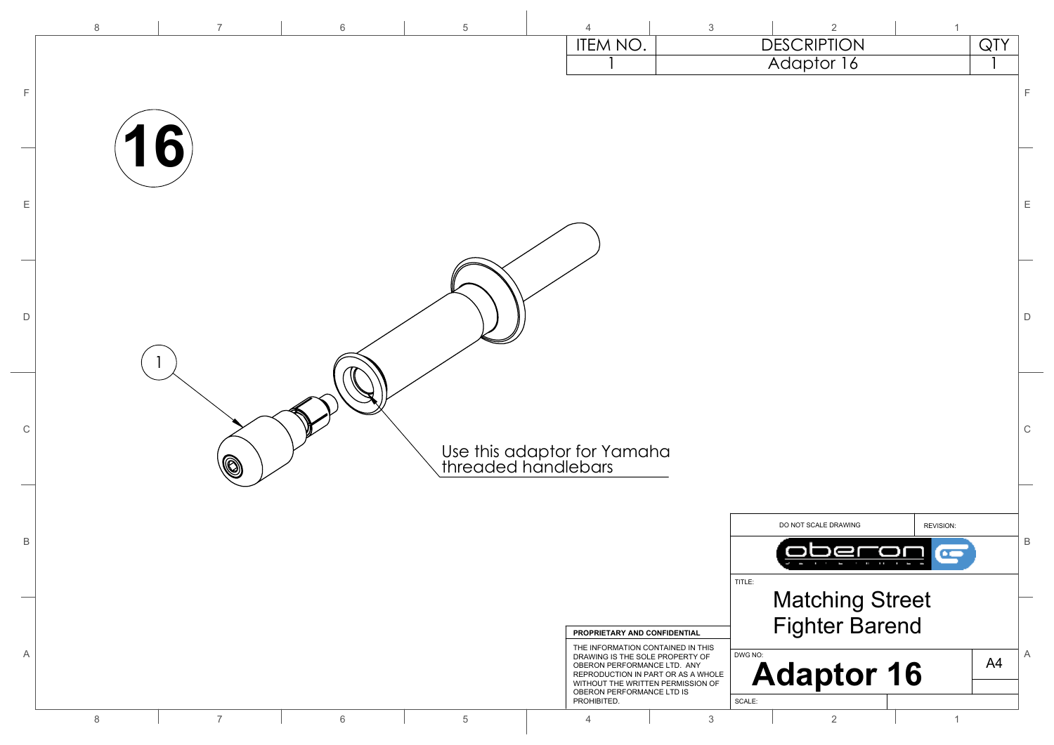| ITEM NO. | DESCRIPTION | QTY |
|---|---|---|
| 1 | Adaptor 16 | 1 |

16

1

Use this adaptor for Yamaha threaded handlebars

DO NOT SCALE DRAWING

REVISION:

oberon

TITLE:

Matching Street Fighter Barend

PROPRIETARY AND CONFIDENTIAL

THE INFORMATION CONTAINED IN THIS DRAWING IS THE SOLE PROPERTY OF OBERON PERFORMANCE LTD. ANY REPRODUCTION IN PART OR AS A WHOLE WITHOUT THE WRITTEN PERMISSION OF OBERON PERFORMANCE LTD IS PROHIBITED.

DWG NO:

**Adaptor 16**

A4

SCALE: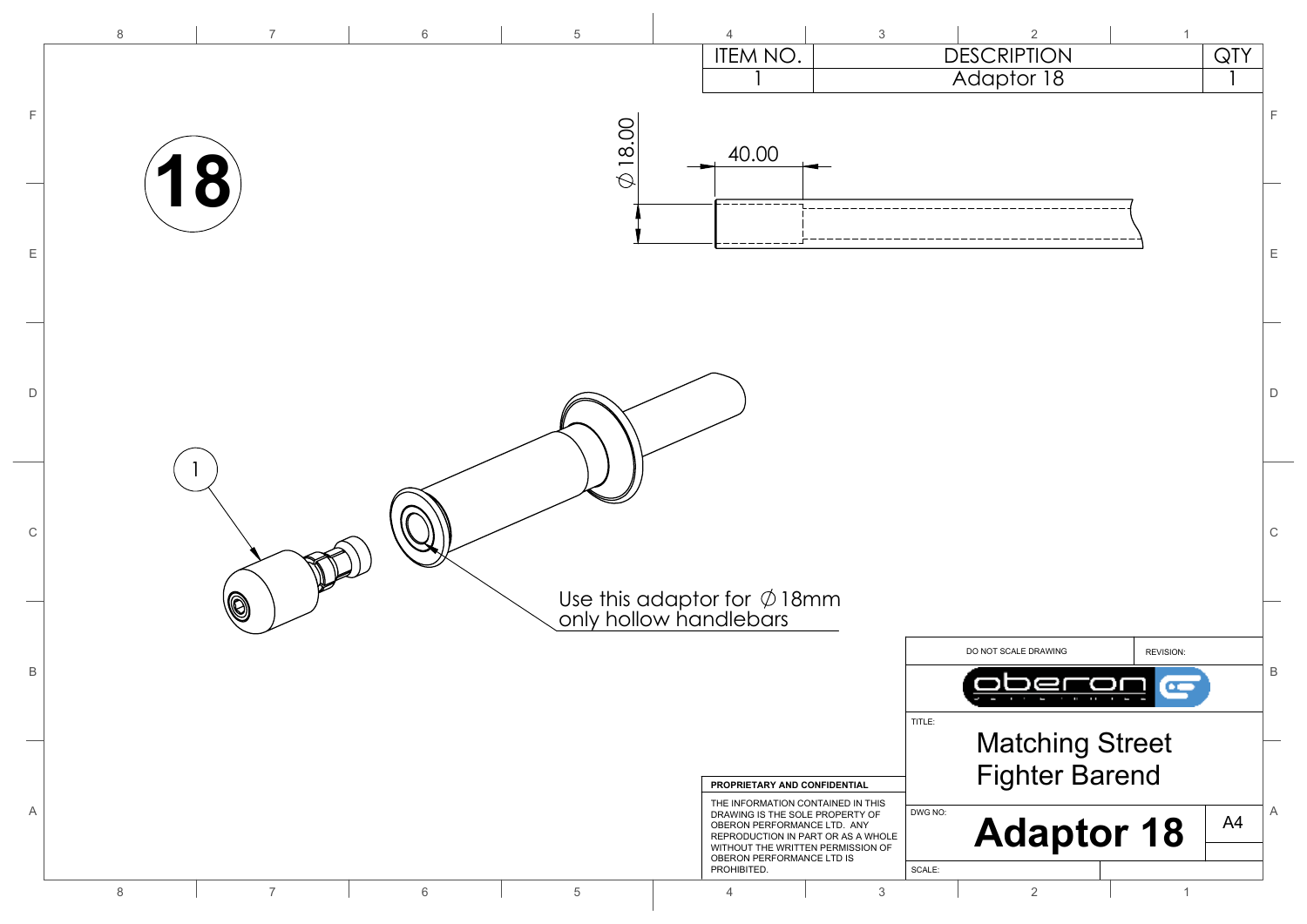| ITEM NO. | DESCRIPTION | QTY |
|---|---|---|
| 1 | Adaptor 18 | 1 |

18

Ø18.00

40.00

1

Use this adaptor for Ø18mm only hollow handlebars

DO NOT SCALE DRAWING

REVISION:

oberon

TITLE:

Matching Street Fighter Barend

**PROPRIETARY AND CONFIDENTIAL**

THE INFORMATION CONTAINED IN THIS DRAWING IS THE SOLE PROPERTY OF OBERON PERFORMANCE LTD. ANY REPRODUCTION IN PART OR AS A WHOLE WITHOUT THE WRITTEN PERMISSION OF OBERON PERFORMANCE LTD IS PROHIBITED.

DWG NO:

**Adaptor 18**

A4

SCALE: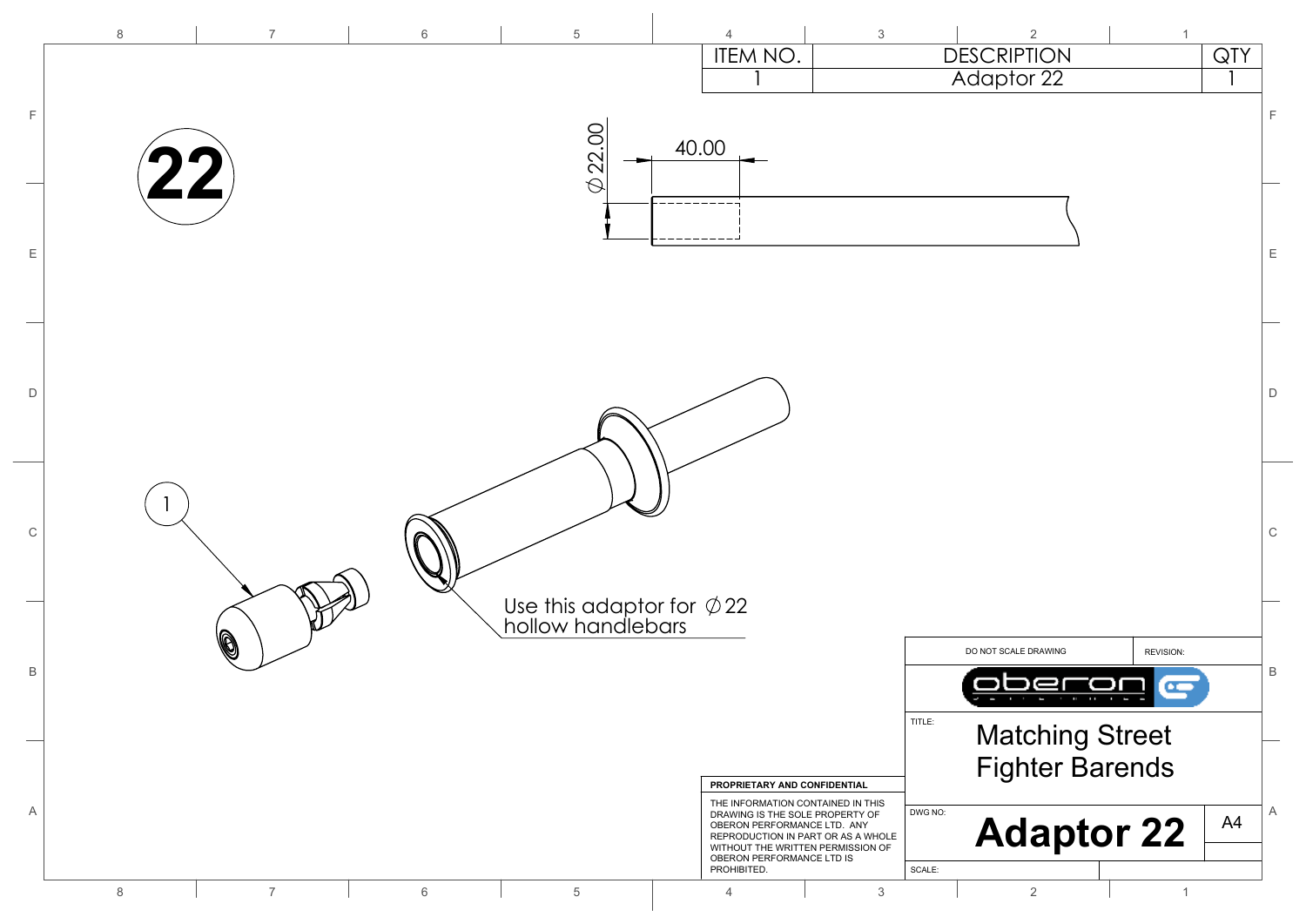| ITEM NO. | DESCRIPTION | QTY |
|---|---|---|
| 1 | Adaptor 22 | 1 |

22

40.00

Ø22.00

1

Use this adaptor for Ø22 hollow handlebars

DO NOT SCALE DRAWING

REVISION:

PROPRIETARY AND CONFIDENTIAL

THE INFORMATION CONTAINED IN THIS DRAWING IS THE SOLE PROPERTY OF OBERON PERFORMANCE LTD. ANY REPRODUCTION IN PART OR AS A WHOLE WITHOUT THE WRITTEN PERMISSION OF OBERON PERFORMANCE LTD IS PROHIBITED.

TITLE: Matching Street Fighter Barends

DWG NO: **Adaptor 22**

A4

SCALE: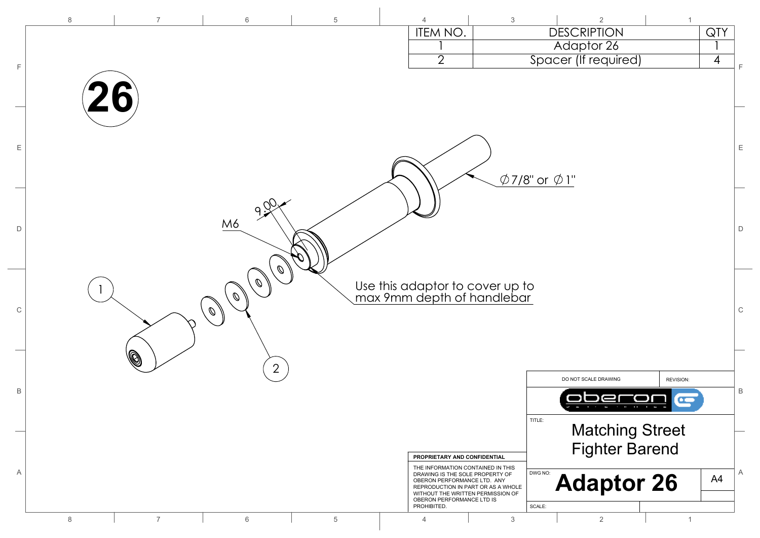| ITEM NO. | DESCRIPTION | QTY |
| --- | --- | --- |
| 1 | Adaptor 26 | 1 |
| 2 | Spacer (If required) | 4 |

**26**

M6

9.00

∅7/8" or ∅1"

Use this adaptor to cover up to max 9mm depth of handlebar

1

2

DO NOT SCALE DRAWING

REVISION:

TITLE: Matching Street Fighter Barend

**PROPRIETARY AND CONFIDENTIAL**

THE INFORMATION CONTAINED IN THIS DRAWING IS THE SOLE PROPERTY OF OBERON PERFORMANCE LTD. ANY REPRODUCTION IN PART OR AS A WHOLE WITHOUT THE WRITTEN PERMISSION OF OBERON PERFORMANCE LTD IS PROHIBITED.

DWG NO: **Adaptor 26**

A4

SCALE: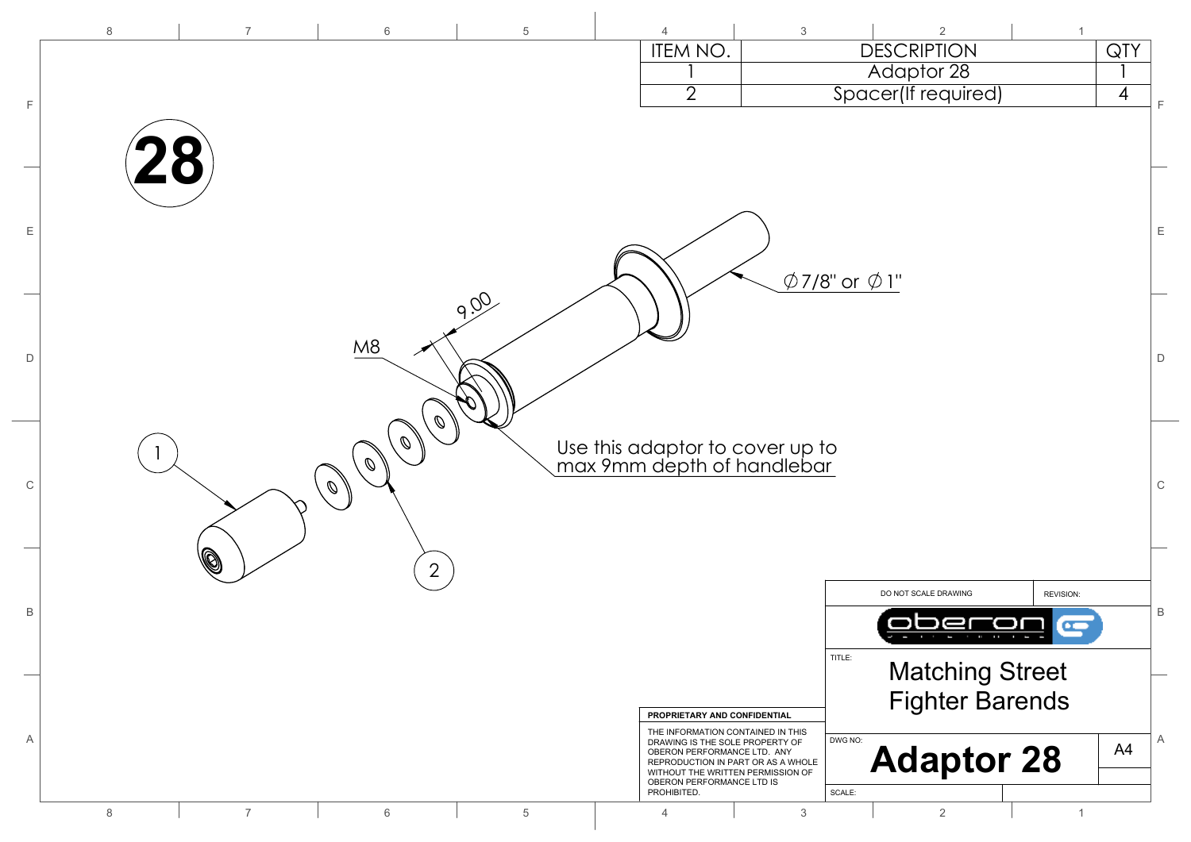| ITEM NO. | DESCRIPTION | QTY |
|---|---|---|
| 1 | Adaptor 28 | 1 |
| 2 | Spacer(If required) | 4 |

**28**

⌀7/8" or ⌀1"

9.00

M8

Use this adaptor to cover up to max 9mm depth of handlebar

1

2

DO NOT SCALE DRAWING

REVISION:

oberon

TITLE:

Matching Street Fighter Barends

**PROPRIETARY AND CONFIDENTIAL**

THE INFORMATION CONTAINED IN THIS DRAWING IS THE SOLE PROPERTY OF OBERON PERFORMANCE LTD. ANY REPRODUCTION IN PART OR AS A WHOLE WITHOUT THE WRITTEN PERMISSION OF OBERON PERFORMANCE LTD IS PROHIBITED.

DWG NO:

**Adaptor 28**

A4

SCALE: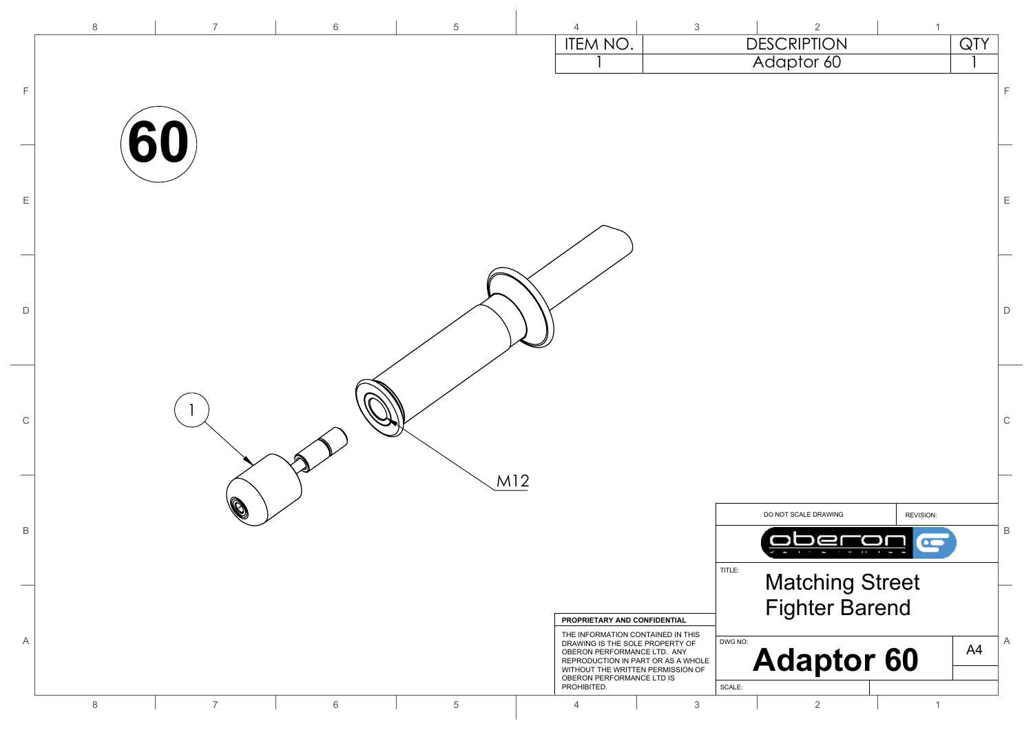| ITEM NO. | DESCRIPTION | QTY |
| --- | --- | --- |
| 1 | Adaptor 60 | 1 |

60

1

M12

DO NOT SCALE DRAWING

REVISION:

oberon

TITLE:

Matching Street Fighter Barend

**PROPRIETARY AND CONFIDENTIAL**

THE INFORMATION CONTAINED IN THIS DRAWING IS THE SOLE PROPERTY OF OBERON PERFORMANCE LTD. ANY REPRODUCTION IN PART OR AS A WHOLE WITHOUT THE WRITTEN PERMISSION OF OBERON PERFORMANCE LTD IS PROHIBITED.

DWG NO:

**Adaptor 60**

A4

SCALE: